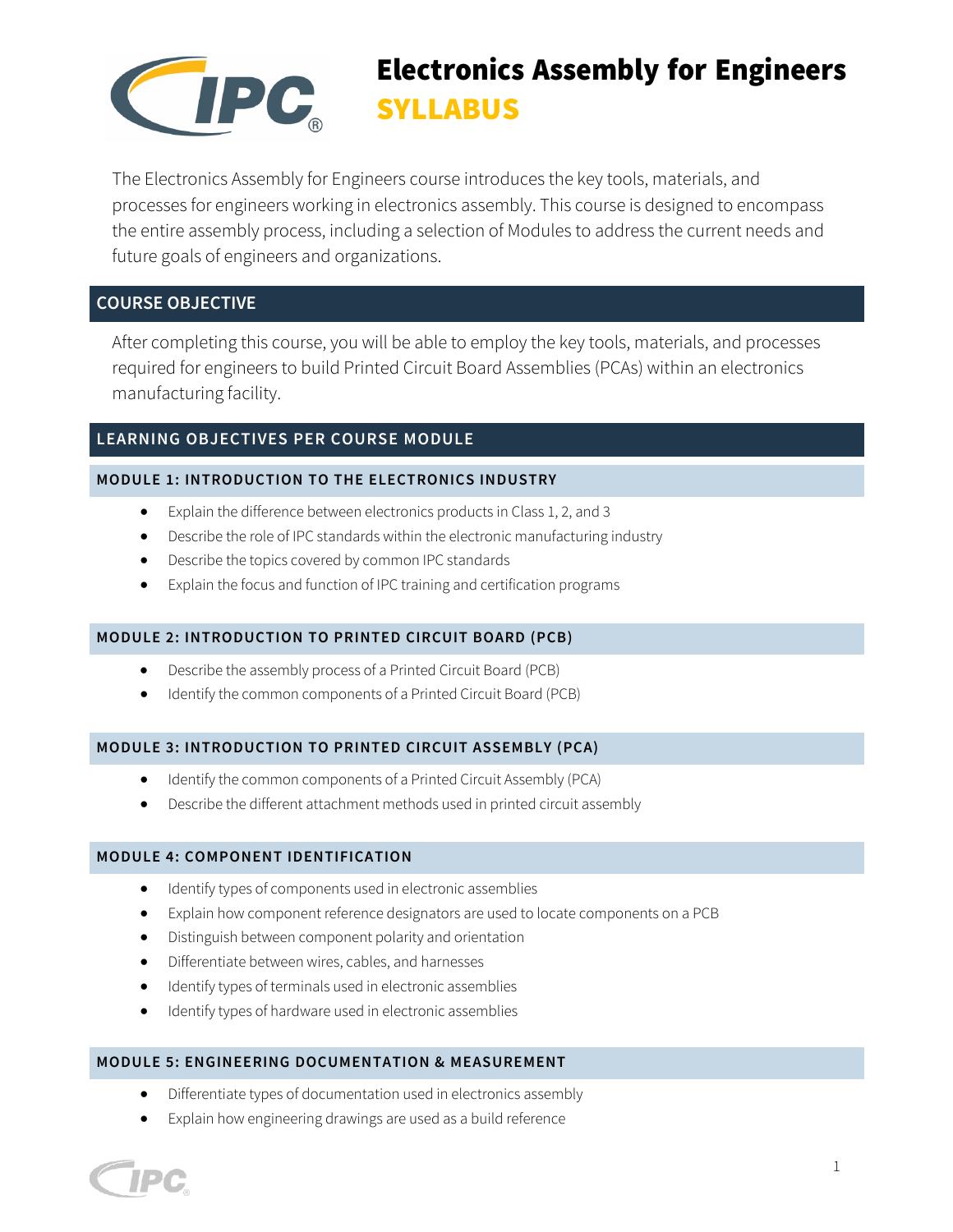# Electronics Assembly for Engineers
## SYLLABUS

The Electronics Assembly for Engineers course introduces the key tools, materials, and processes for engineers working in electronics assembly. This course is designed to encompass the entire assembly process, including a selection of Modules to address the current needs and future goals of engineers and organizations.

## COURSE OBJECTIVE

After completing this course, you will be able to employ the key tools, materials, and processes required for engineers to build Printed Circuit Board Assemblies (PCAs) within an electronics manufacturing facility.

## LEARNING OBJECTIVES PER COURSE MODULE

### MODULE 1: INTRODUCTION TO THE ELECTRONICS INDUSTRY

- Explain the difference between electronics products in Class 1, 2, and 3
- Describe the role of IPC standards within the electronic manufacturing industry
- Describe the topics covered by common IPC standards
- Explain the focus and function of IPC training and certification programs

### MODULE 2: INTRODUCTION TO PRINTED CIRCUIT BOARD (PCB)

- Describe the assembly process of a Printed Circuit Board (PCB)
- Identify the common components of a Printed Circuit Board (PCB)

### MODULE 3: INTRODUCTION TO PRINTED CIRCUIT ASSEMBLY (PCA)

- Identify the common components of a Printed Circuit Assembly (PCA)
- Describe the different attachment methods used in printed circuit assembly

### MODULE 4: COMPONENT IDENTIFICATION

- Identify types of components used in electronic assemblies
- Explain how component reference designators are used to locate components on a PCB
- Distinguish between component polarity and orientation
- Differentiate between wires, cables, and harnesses
- Identify types of terminals used in electronic assemblies
- Identify types of hardware used in electronic assemblies

### MODULE 5: ENGINEERING DOCUMENTATION & MEASUREMENT

- Differentiate types of documentation used in electronics assembly
- Explain how engineering drawings are used as a build reference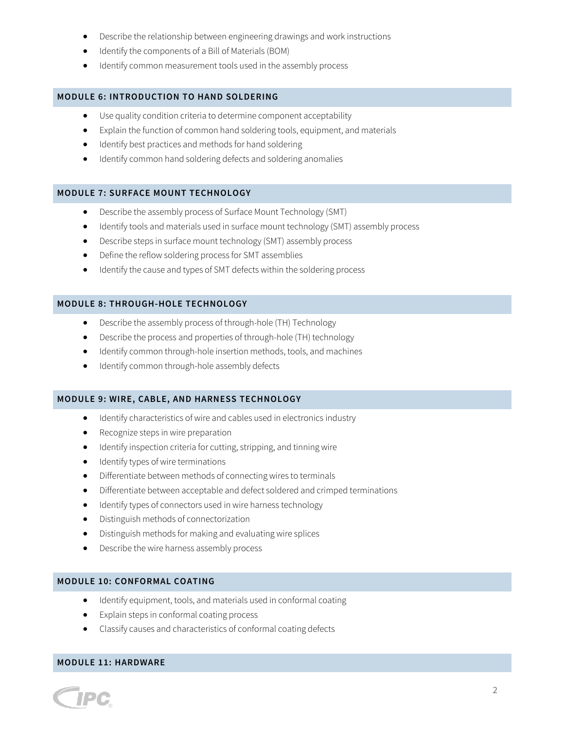- Describe the relationship between engineering drawings and work instructions
- Identify the components of a Bill of Materials (BOM)
- Identify common measurement tools used in the assembly process

## MODULE 6: INTRODUCTION TO HAND SOLDERING

- Use quality condition criteria to determine component acceptability
- Explain the function of common hand soldering tools, equipment, and materials
- Identify best practices and methods for hand soldering
- Identify common hand soldering defects and soldering anomalies

## MODULE 7: SURFACE MOUNT TECHNOLOGY

- Describe the assembly process of Surface Mount Technology (SMT)
- Identify tools and materials used in surface mount technology (SMT) assembly process
- Describe steps in surface mount technology (SMT) assembly process
- Define the reflow soldering process for SMT assemblies
- Identify the cause and types of SMT defects within the soldering process

## MODULE 8: THROUGH-HOLE TECHNOLOGY

- Describe the assembly process of through-hole (TH) Technology
- Describe the process and properties of through-hole (TH) technology
- Identify common through-hole insertion methods, tools, and machines
- Identify common through-hole assembly defects

## MODULE 9: WIRE, CABLE, AND HARNESS TECHNOLOGY

- Identify characteristics of wire and cables used in electronics industry
- Recognize steps in wire preparation
- Identify inspection criteria for cutting, stripping, and tinning wire
- Identify types of wire terminations
- Differentiate between methods of connecting wires to terminals
- Differentiate between acceptable and defect soldered and crimped terminations
- Identify types of connectors used in wire harness technology
- Distinguish methods of connectorization
- Distinguish methods for making and evaluating wire splices
- Describe the wire harness assembly process

## MODULE 10: CONFORMAL COATING

- Identify equipment, tools, and materials used in conformal coating
- Explain steps in conformal coating process
- Classify causes and characteristics of conformal coating defects

## MODULE 11: HARDWARE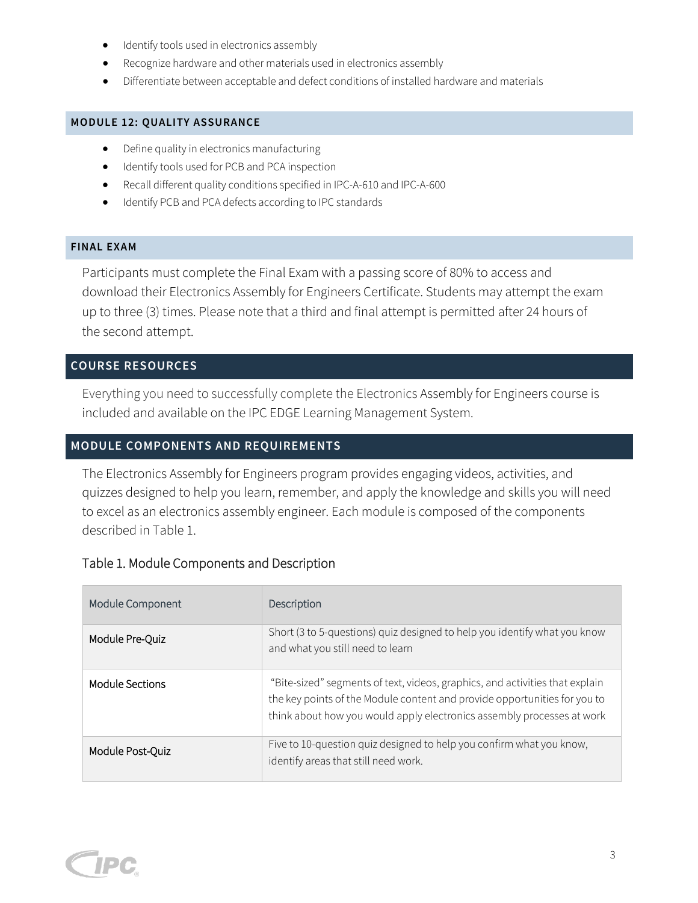- Identify tools used in electronics assembly
- Recognize hardware and other materials used in electronics assembly
- Differentiate between acceptable and defect conditions of installed hardware and materials

### MODULE 12: QUALITY ASSURANCE

- Define quality in electronics manufacturing
- Identify tools used for PCB and PCA inspection
- Recall different quality conditions specified in IPC-A-610 and IPC-A-600
- Identify PCB and PCA defects according to IPC standards

### FINAL EXAM

Participants must complete the Final Exam with a passing score of 80% to access and download their Electronics Assembly for Engineers Certificate. Students may attempt the exam up to three (3) times. Please note that a third and final attempt is permitted after 24 hours of the second attempt.

## COURSE RESOURCES

Everything you need to successfully complete the Electronics Assembly for Engineers course is included and available on the IPC EDGE Learning Management System.

## MODULE COMPONENTS AND REQUIREMENTS

The Electronics Assembly for Engineers program provides engaging videos, activities, and quizzes designed to help you learn, remember, and apply the knowledge and skills you will need to excel as an electronics assembly engineer. Each module is composed of the components described in Table 1.

Table 1. Module Components and Description

| Module Component | Description |
|---|---|
| Module Pre-Quiz | Short (3 to 5-questions) quiz designed to help you identify what you know and what you still need to learn |
| Module Sections | "Bite-sized" segments of text, videos, graphics, and activities that explain the key points of the Module content and provide opportunities for you to think about how you would apply electronics assembly processes at work |
| Module Post-Quiz | Five to 10-question quiz designed to help you confirm what you know, identify areas that still need work. |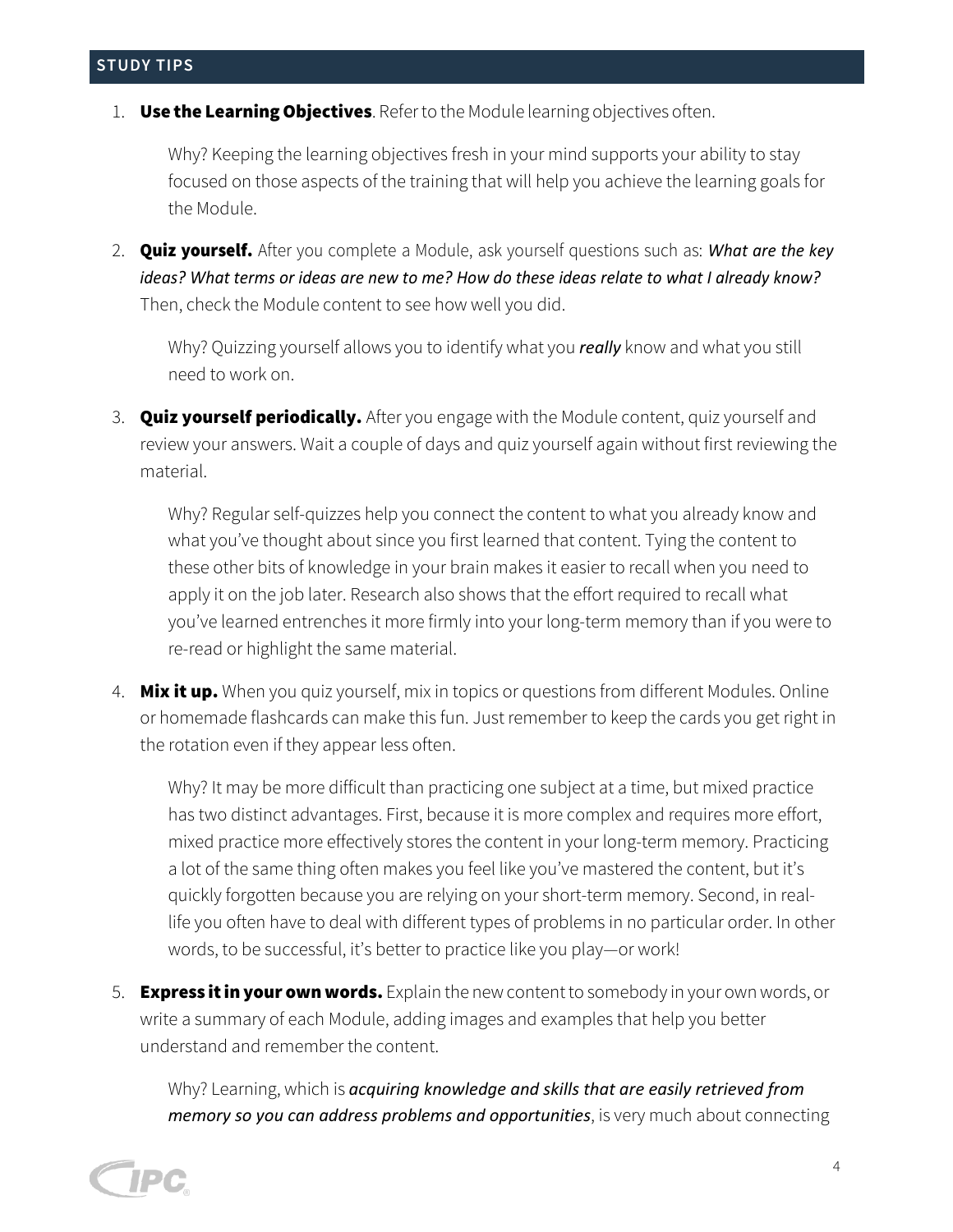## STUDY TIPS

1. **Use the Learning Objectives**. Refer to the Module learning objectives often.

   Why? Keeping the learning objectives fresh in your mind supports your ability to stay focused on those aspects of the training that will help you achieve the learning goals for the Module.

2. **Quiz yourself.** After you complete a Module, ask yourself questions such as: ***What are the key ideas? What terms or ideas are new to me? How do these ideas relate to what I already know?*** Then, check the Module content to see how well you did.

   Why? Quizzing yourself allows you to identify what you ***really*** know and what you still need to work on.

3. **Quiz yourself periodically.** After you engage with the Module content, quiz yourself and review your answers. Wait a couple of days and quiz yourself again without first reviewing the material.

   Why? Regular self-quizzes help you connect the content to what you already know and what you've thought about since you first learned that content. Tying the content to these other bits of knowledge in your brain makes it easier to recall when you need to apply it on the job later. Research also shows that the effort required to recall what you've learned entrenches it more firmly into your long-term memory than if you were to re-read or highlight the same material.

4. **Mix it up.** When you quiz yourself, mix in topics or questions from different Modules. Online or homemade flashcards can make this fun. Just remember to keep the cards you get right in the rotation even if they appear less often.

   Why? It may be more difficult than practicing one subject at a time, but mixed practice has two distinct advantages. First, because it is more complex and requires more effort, mixed practice more effectively stores the content in your long-term memory. Practicing a lot of the same thing often makes you feel like you've mastered the content, but it's quickly forgotten because you are relying on your short-term memory. Second, in real-life you often have to deal with different types of problems in no particular order. In other words, to be successful, it's better to practice like you play—or work!

5. **Express it in your own words.** Explain the new content to somebody in your own words, or write a summary of each Module, adding images and examples that help you better understand and remember the content.

   Why? Learning, which is ***acquiring knowledge and skills that are easily retrieved from memory so you can address problems and opportunities***, is very much about connecting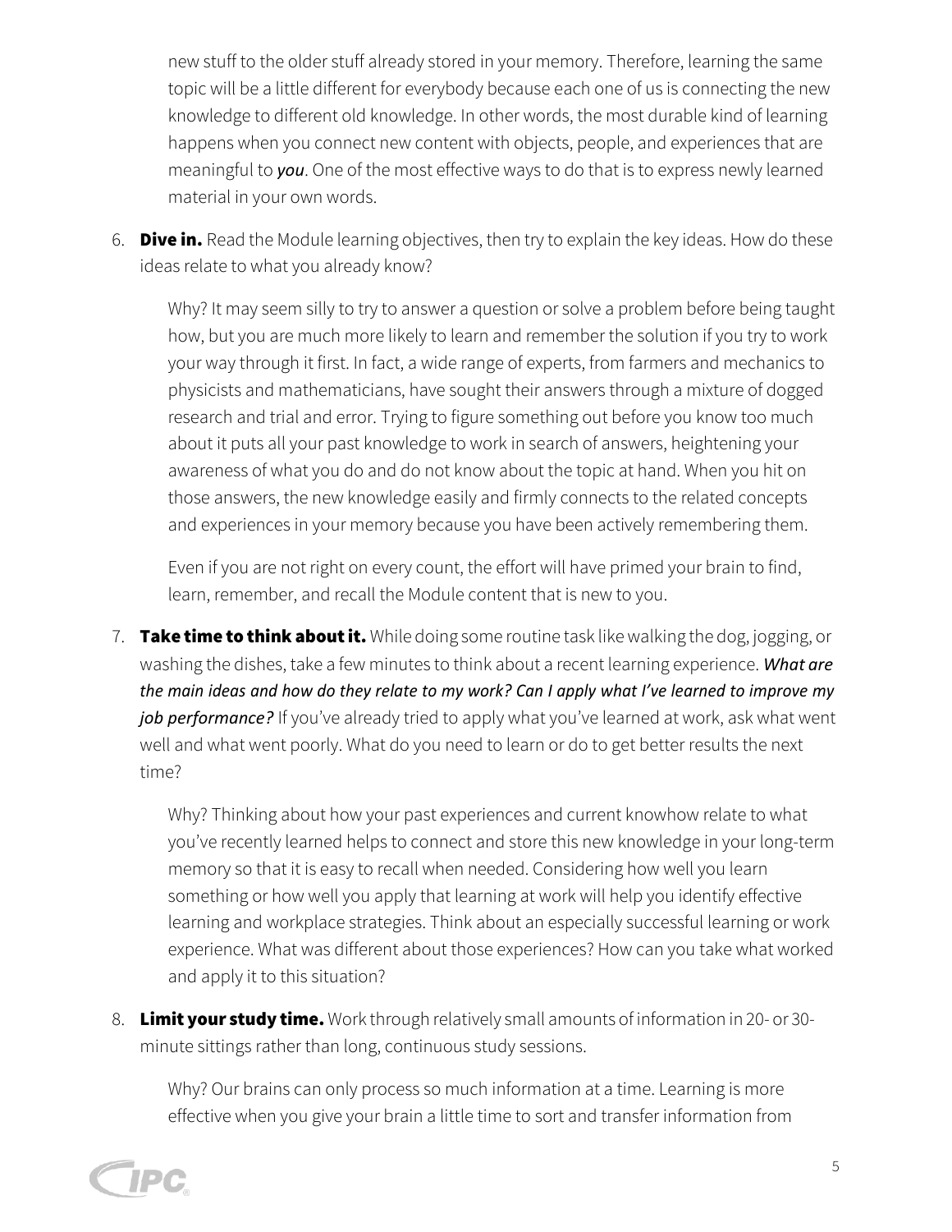new stuff to the older stuff already stored in your memory. Therefore, learning the same topic will be a little different for everybody because each one of us is connecting the new knowledge to different old knowledge. In other words, the most durable kind of learning happens when you connect new content with objects, people, and experiences that are meaningful to ***you***. One of the most effective ways to do that is to express newly learned material in your own words.

6. **Dive in.** Read the Module learning objectives, then try to explain the key ideas. How do these ideas relate to what you already know?

   Why? It may seem silly to try to answer a question or solve a problem before being taught how, but you are much more likely to learn and remember the solution if you try to work your way through it first. In fact, a wide range of experts, from farmers and mechanics to physicists and mathematicians, have sought their answers through a mixture of dogged research and trial and error. Trying to figure something out before you know too much about it puts all your past knowledge to work in search of answers, heightening your awareness of what you do and do not know about the topic at hand. When you hit on those answers, the new knowledge easily and firmly connects to the related concepts and experiences in your memory because you have been actively remembering them.

   Even if you are not right on every count, the effort will have primed your brain to find, learn, remember, and recall the Module content that is new to you.

7. **Take time to think about it.** While doing some routine task like walking the dog, jogging, or washing the dishes, take a few minutes to think about a recent learning experience. ***What are the main ideas and how do they relate to my work? Can I apply what I've learned to improve my job performance?*** If you've already tried to apply what you've learned at work, ask what went well and what went poorly. What do you need to learn or do to get better results the next time?

   Why? Thinking about how your past experiences and current knowhow relate to what you've recently learned helps to connect and store this new knowledge in your long-term memory so that it is easy to recall when needed. Considering how well you learn something or how well you apply that learning at work will help you identify effective learning and workplace strategies. Think about an especially successful learning or work experience. What was different about those experiences? How can you take what worked and apply it to this situation?

8. **Limit your study time.** Work through relatively small amounts of information in 20- or 30-minute sittings rather than long, continuous study sessions.

   Why? Our brains can only process so much information at a time. Learning is more effective when you give your brain a little time to sort and transfer information from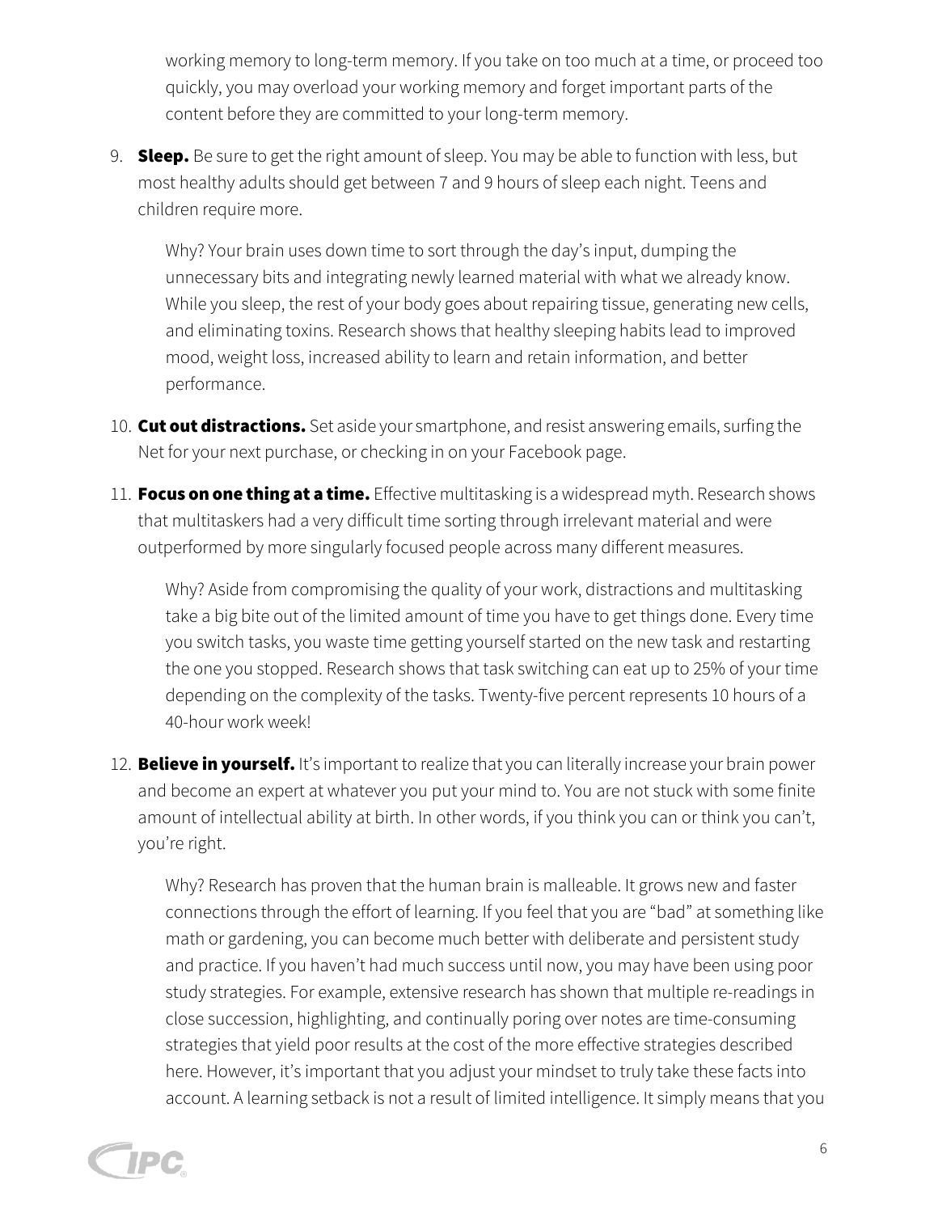working memory to long-term memory. If you take on too much at a time, or proceed too quickly, you may overload your working memory and forget important parts of the content before they are committed to your long-term memory.

9. **Sleep.** Be sure to get the right amount of sleep. You may be able to function with less, but most healthy adults should get between 7 and 9 hours of sleep each night. Teens and children require more.

   Why? Your brain uses down time to sort through the day's input, dumping the unnecessary bits and integrating newly learned material with what we already know. While you sleep, the rest of your body goes about repairing tissue, generating new cells, and eliminating toxins. Research shows that healthy sleeping habits lead to improved mood, weight loss, increased ability to learn and retain information, and better performance.

10. **Cut out distractions.** Set aside your smartphone, and resist answering emails, surfing the Net for your next purchase, or checking in on your Facebook page.

11. **Focus on one thing at a time.** Effective multitasking is a widespread myth. Research shows that multitaskers had a very difficult time sorting through irrelevant material and were outperformed by more singularly focused people across many different measures.

    Why? Aside from compromising the quality of your work, distractions and multitasking take a big bite out of the limited amount of time you have to get things done. Every time you switch tasks, you waste time getting yourself started on the new task and restarting the one you stopped. Research shows that task switching can eat up to 25% of your time depending on the complexity of the tasks. Twenty-five percent represents 10 hours of a 40-hour work week!

12. **Believe in yourself.** It's important to realize that you can literally increase your brain power and become an expert at whatever you put your mind to. You are not stuck with some finite amount of intellectual ability at birth. In other words, if you think you can or think you can't, you're right.

    Why? Research has proven that the human brain is malleable. It grows new and faster connections through the effort of learning. If you feel that you are "bad" at something like math or gardening, you can become much better with deliberate and persistent study and practice. If you haven't had much success until now, you may have been using poor study strategies. For example, extensive research has shown that multiple re-readings in close succession, highlighting, and continually poring over notes are time-consuming strategies that yield poor results at the cost of the more effective strategies described here. However, it's important that you adjust your mindset to truly take these facts into account. A learning setback is not a result of limited intelligence. It simply means that you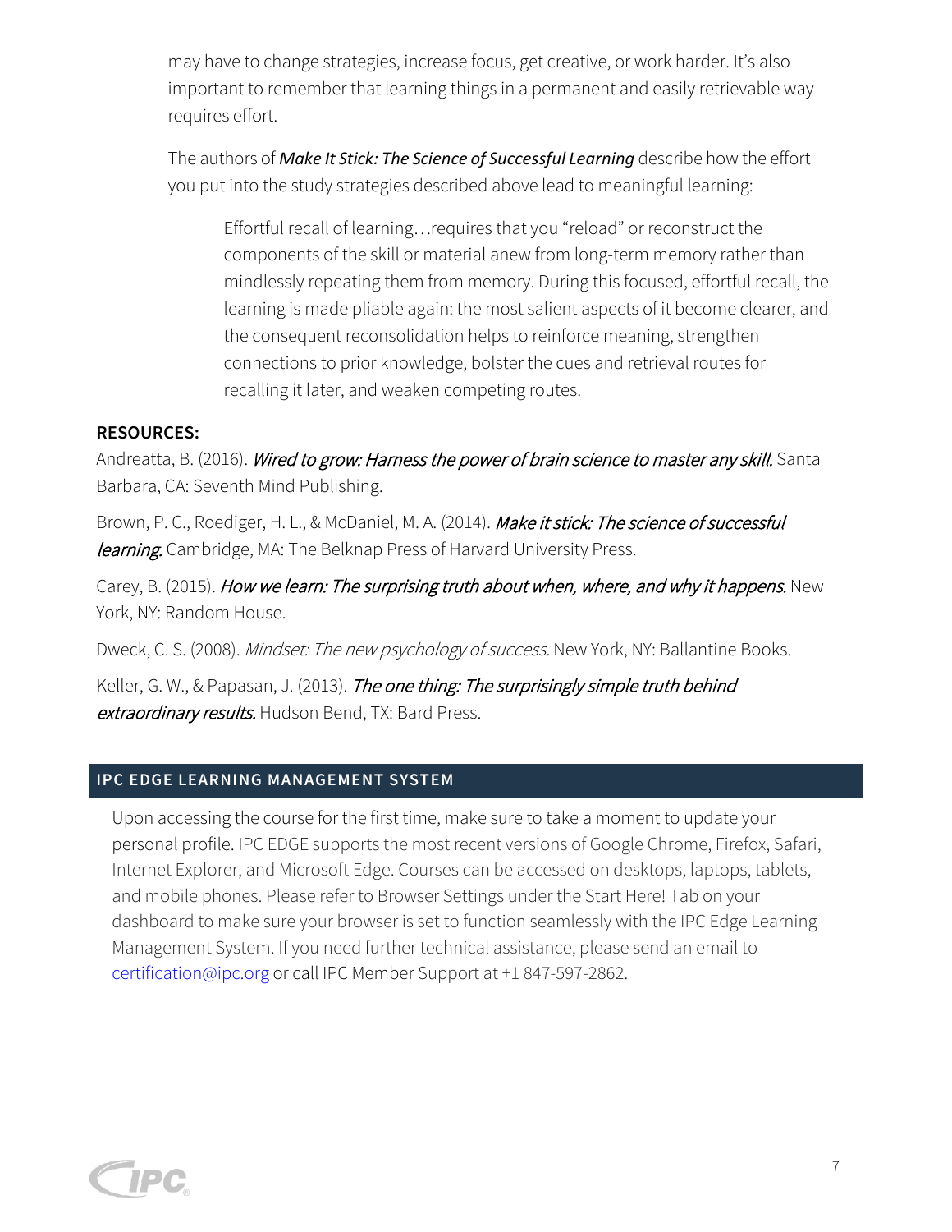may have to change strategies, increase focus, get creative, or work harder. It's also important to remember that learning things in a permanent and easily retrievable way requires effort.

The authors of ***Make It Stick: The Science of Successful Learning*** describe how the effort you put into the study strategies described above lead to meaningful learning:

> Effortful recall of learning…requires that you "reload" or reconstruct the components of the skill or material anew from long-term memory rather than mindlessly repeating them from memory. During this focused, effortful recall, the learning is made pliable again: the most salient aspects of it become clearer, and the consequent reconsolidation helps to reinforce meaning, strengthen connections to prior knowledge, bolster the cues and retrieval routes for recalling it later, and weaken competing routes.

**RESOURCES:**

Andreatta, B. (2016). ***Wired to grow: Harness the power of brain science to master any skill.*** Santa Barbara, CA: Seventh Mind Publishing.

Brown, P. C., Roediger, H. L., & McDaniel, M. A. (2014). ***Make it stick: The science of successful learning.*** Cambridge, MA: The Belknap Press of Harvard University Press.

Carey, B. (2015). ***How we learn: The surprising truth about when, where, and why it happens.*** New York, NY: Random House.

Dweck, C. S. (2008). *Mindset: The new psychology of success.* New York, NY: Ballantine Books.

Keller, G. W., & Papasan, J. (2013). ***The one thing: The surprisingly simple truth behind extraordinary results.*** Hudson Bend, TX: Bard Press.

## IPC EDGE LEARNING MANAGEMENT SYSTEM

Upon accessing the course for the first time, make sure to take a moment to update your personal profile. IPC EDGE supports the most recent versions of Google Chrome, Firefox, Safari, Internet Explorer, and Microsoft Edge. Courses can be accessed on desktops, laptops, tablets, and mobile phones. Please refer to Browser Settings under the Start Here! Tab on your dashboard to make sure your browser is set to function seamlessly with the IPC Edge Learning Management System. If you need further technical assistance, please send an email to certification@ipc.org or call IPC Member Support at +1 847-597-2862.